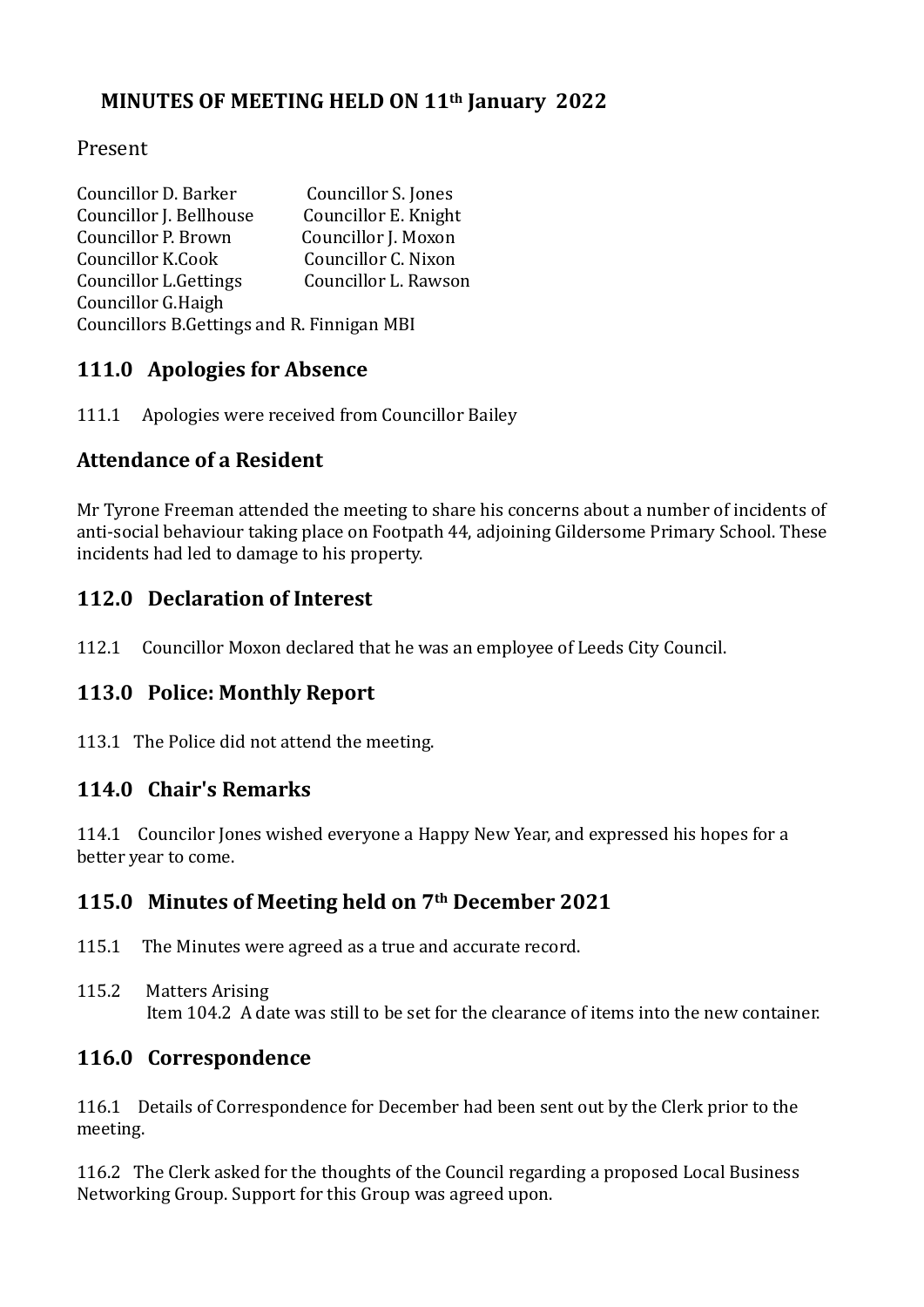# MINUTES OF MEETING HELD ON 11th January 2022

Present

Councillor D. Barker
Councillor J. Bellhouse
Councillor P. Brown
Councillor K.Cook
Councillor L.Gettings
Councillor G.Haigh
Councillor S. Jones
Councillor E. Knight
Councillor J. Moxon
Councillor C. Nixon
Councillor L. Rawson
Councillors B.Gettings and R. Finnigan MBI

## 111.0 Apologies for Absence

111.1 Apologies were received from Councillor Bailey

## Attendance of a Resident

Mr Tyrone Freeman attended the meeting to share his concerns about a number of incidents of anti-social behaviour taking place on Footpath 44, adjoining Gildersome Primary School. These incidents had led to damage to his property.

## 112.0 Declaration of Interest

112.1 Councillor Moxon declared that he was an employee of Leeds City Council.

## 113.0 Police: Monthly Report

113.1 The Police did not attend the meeting.

## 114.0 Chair's Remarks

114.1 Councilor Jones wished everyone a Happy New Year, and expressed his hopes for a better year to come.

## 115.0 Minutes of Meeting held on 7th December 2021

115.1 The Minutes were agreed as a true and accurate record.

115.2 Matters Arising
Item 104.2 A date was still to be set for the clearance of items into the new container.

## 116.0 Correspondence

116.1 Details of Correspondence for December had been sent out by the Clerk prior to the meeting.

116.2 The Clerk asked for the thoughts of the Council regarding a proposed Local Business Networking Group. Support for this Group was agreed upon.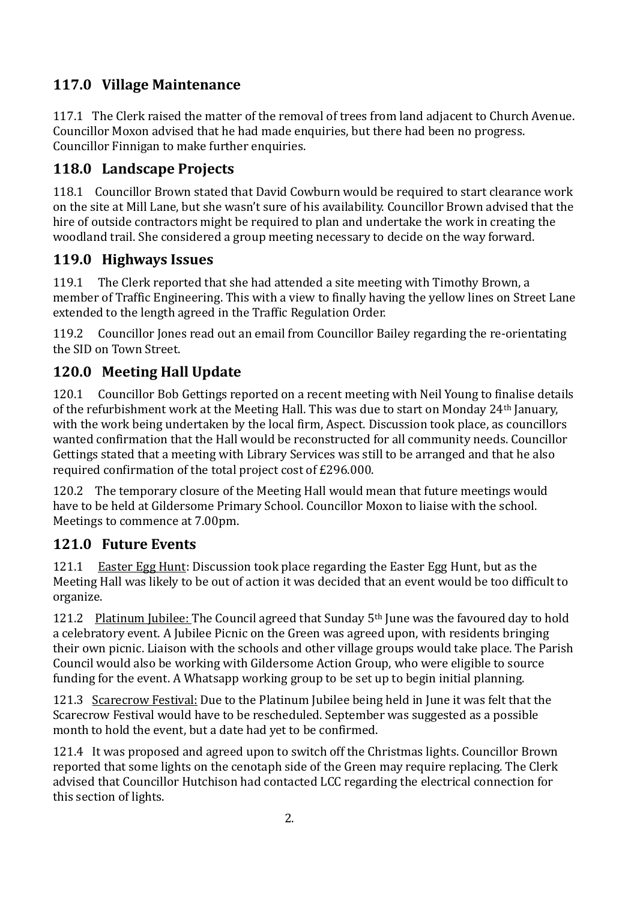## 117.0 Village Maintenance

117.1 The Clerk raised the matter of the removal of trees from land adjacent to Church Avenue. Councillor Moxon advised that he had made enquiries, but there had been no progress. Councillor Finnigan to make further enquiries.

## 118.0 Landscape Projects

118.1 Councillor Brown stated that David Cowburn would be required to start clearance work on the site at Mill Lane, but she wasn't sure of his availability. Councillor Brown advised that the hire of outside contractors might be required to plan and undertake the work in creating the woodland trail. She considered a group meeting necessary to decide on the way forward.

## 119.0 Highways Issues

119.1 The Clerk reported that she had attended a site meeting with Timothy Brown, a member of Traffic Engineering. This with a view to finally having the yellow lines on Street Lane extended to the length agreed in the Traffic Regulation Order.

119.2 Councillor Jones read out an email from Councillor Bailey regarding the re-orientating the SID on Town Street.

## 120.0 Meeting Hall Update

120.1 Councillor Bob Gettings reported on a recent meeting with Neil Young to finalise details of the refurbishment work at the Meeting Hall. This was due to start on Monday 24th January, with the work being undertaken by the local firm, Aspect. Discussion took place, as councillors wanted confirmation that the Hall would be reconstructed for all community needs. Councillor Gettings stated that a meeting with Library Services was still to be arranged and that he also required confirmation of the total project cost of £296.000.

120.2 The temporary closure of the Meeting Hall would mean that future meetings would have to be held at Gildersome Primary School. Councillor Moxon to liaise with the school. Meetings to commence at 7.00pm.

## 121.0 Future Events

121.1 Easter Egg Hunt: Discussion took place regarding the Easter Egg Hunt, but as the Meeting Hall was likely to be out of action it was decided that an event would be too difficult to organize.

121.2 Platinum Jubilee: The Council agreed that Sunday 5th June was the favoured day to hold a celebratory event. A Jubilee Picnic on the Green was agreed upon, with residents bringing their own picnic. Liaison with the schools and other village groups would take place. The Parish Council would also be working with Gildersome Action Group, who were eligible to source funding for the event. A Whatsapp working group to be set up to begin initial planning.

121.3 Scarecrow Festival: Due to the Platinum Jubilee being held in June it was felt that the Scarecrow Festival would have to be rescheduled. September was suggested as a possible month to hold the event, but a date had yet to be confirmed.

121.4 It was proposed and agreed upon to switch off the Christmas lights. Councillor Brown reported that some lights on the cenotaph side of the Green may require replacing. The Clerk advised that Councillor Hutchison had contacted LCC regarding the electrical connection for this section of lights.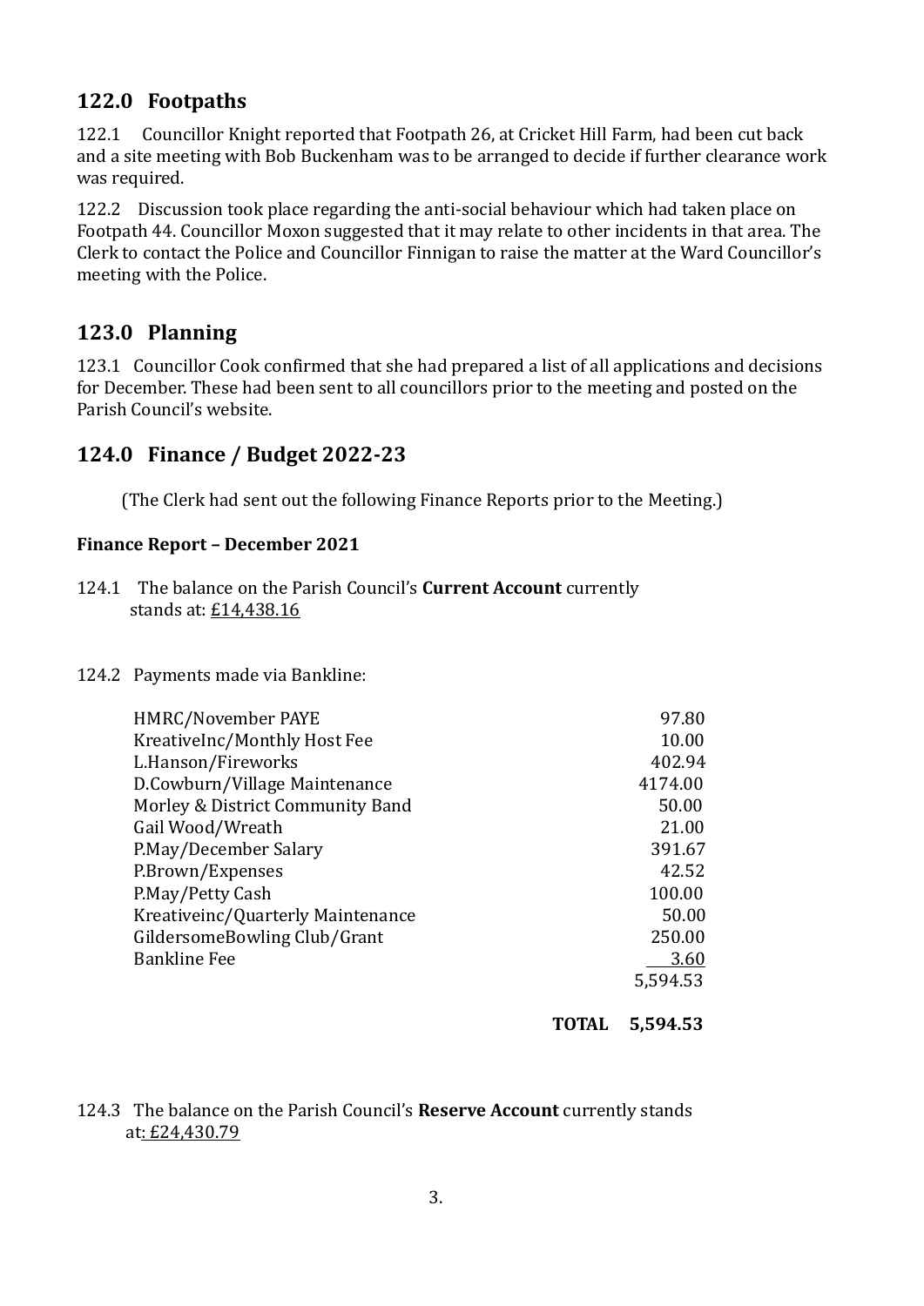## 122.0 Footpaths

122.1 Councillor Knight reported that Footpath 26, at Cricket Hill Farm, had been cut back and a site meeting with Bob Buckenham was to be arranged to decide if further clearance work was required.

122.2 Discussion took place regarding the anti-social behaviour which had taken place on Footpath 44. Councillor Moxon suggested that it may relate to other incidents in that area. The Clerk to contact the Police and Councillor Finnigan to raise the matter at the Ward Councillor's meeting with the Police.

## 123.0 Planning

123.1 Councillor Cook confirmed that she had prepared a list of all applications and decisions for December. These had been sent to all councillors prior to the meeting and posted on the Parish Council's website.

## 124.0 Finance / Budget 2022-23

(The Clerk had sent out the following Finance Reports prior to the Meeting.)

**Finance Report – December 2021**

124.1 The balance on the Parish Council's **Current Account** currently stands at: £14,438.16

124.2 Payments made via Bankline:

| | |
|---|---|
| HMRC/November PAYE | 97.80 |
| KreativeInc/Monthly Host Fee | 10.00 |
| L.Hanson/Fireworks | 402.94 |
| D.Cowburn/Village Maintenance | 4174.00 |
| Morley & District Community Band | 50.00 |
| Gail Wood/Wreath | 21.00 |
| P.May/December Salary | 391.67 |
| P.Brown/Expenses | 42.52 |
| P.May/Petty Cash | 100.00 |
| Kreativeinc/Quarterly Maintenance | 50.00 |
| GildersomeBowling Club/Grant | 250.00 |
| Bankline Fee | 3.60 |
| | 5,594.53 |
| **TOTAL** | **5,594.53** |

124.3 The balance on the Parish Council's **Reserve Account** currently stands at: £24,430.79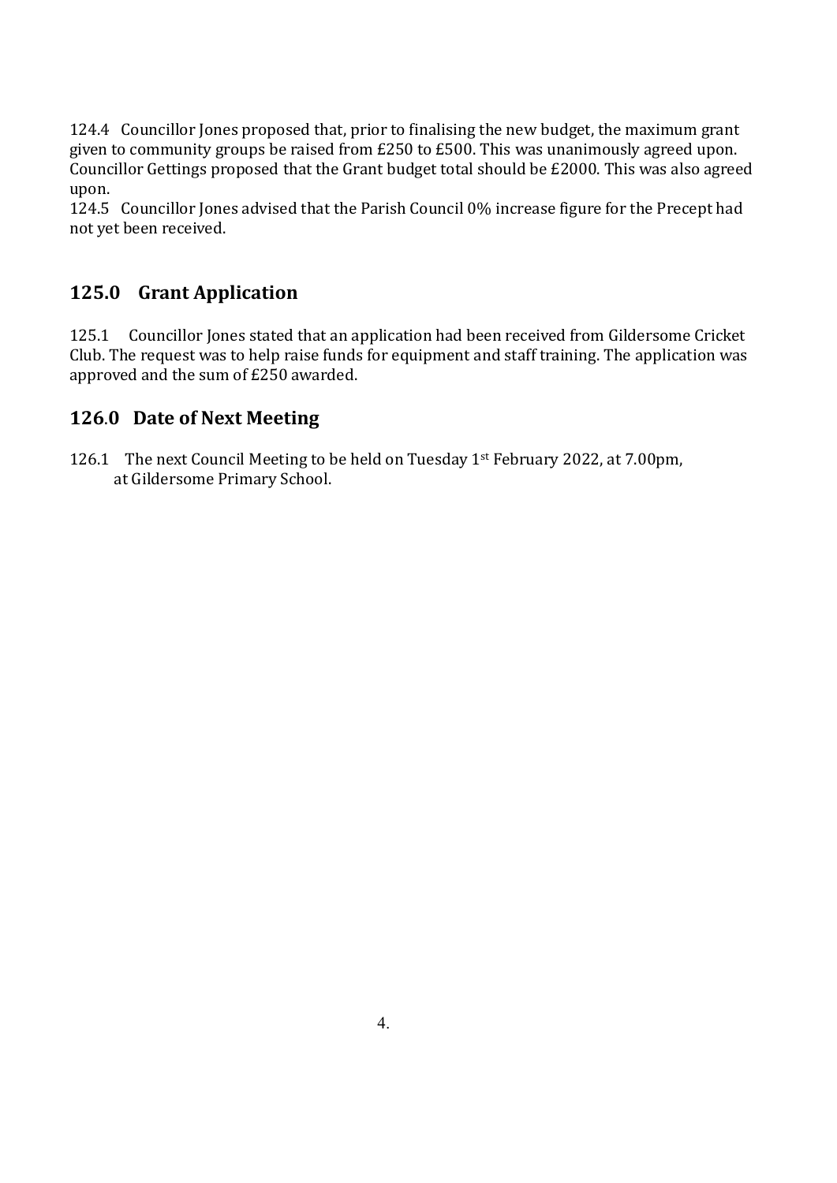124.4 Councillor Jones proposed that, prior to finalising the new budget, the maximum grant given to community groups be raised from £250 to £500. This was unanimously agreed upon. Councillor Gettings proposed that the Grant budget total should be £2000. This was also agreed upon.

124.5 Councillor Jones advised that the Parish Council 0% increase figure for the Precept had not yet been received.

## 125.0 Grant Application

125.1 Councillor Jones stated that an application had been received from Gildersome Cricket Club. The request was to help raise funds for equipment and staff training. The application was approved and the sum of £250 awarded.

## 126.0 Date of Next Meeting

126.1 The next Council Meeting to be held on Tuesday 1st February 2022, at 7.00pm, at Gildersome Primary School.